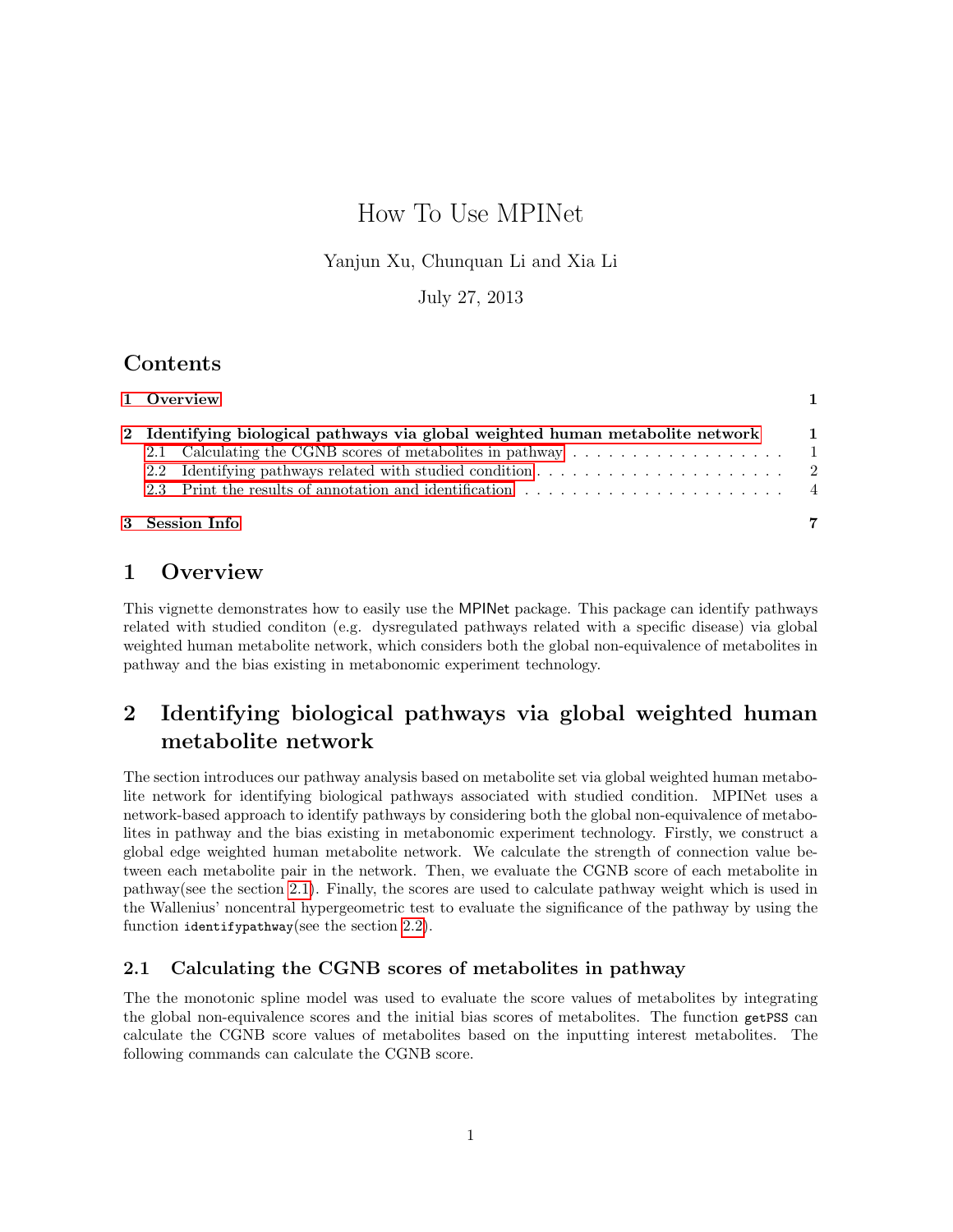# How To Use MPINet

Yanjun Xu, Chunquan Li and Xia Li

July 27, 2013

## Contents

1 Overview 1

2 Identifying biological pathways via global weighted human metabolite network 1
  - 2.1 Calculating the CGNB scores of metabolites in pathway 1
  - 2.2 Identifying pathways related with studied condition 2
  - 2.3 Print the results of annotation and identification 4

3 Session Info 7

## 1 Overview

This vignette demonstrates how to easily use the MPINet package. This package can identify pathways related with studied conditon (e.g. dysregulated pathways related with a specific disease) via global weighted human metabolite network, which considers both the global non-equivalence of metabolites in pathway and the bias existing in metabonomic experiment technology.

## 2 Identifying biological pathways via global weighted human metabolite network

The section introduces our pathway analysis based on metabolite set via global weighted human metabolite network for identifying biological pathways associated with studied condition. MPINet uses a network-based approach to identify pathways by considering both the global non-equivalence of metabolites in pathway and the bias existing in metabonomic experiment technology. Firstly, we construct a global edge weighted human metabolite network. We calculate the strength of connection value between each metabolite pair in the network. Then, we evaluate the CGNB score of each metabolite in pathway(see the section 2.1). Finally, the scores are used to calculate pathway weight which is used in the Wallenius' noncentral hypergeometric test to evaluate the significance of the pathway by using the function `identifypathway`(see the section 2.2).

### 2.1 Calculating the CGNB scores of metabolites in pathway

The the monotonic spline model was used to evaluate the score values of metabolites by integrating the global non-equivalence scores and the initial bias scores of metabolites. The function `getPSS` can calculate the CGNB score values of metabolites based on the inputting interest metabolites. The following commands can calculate the CGNB score.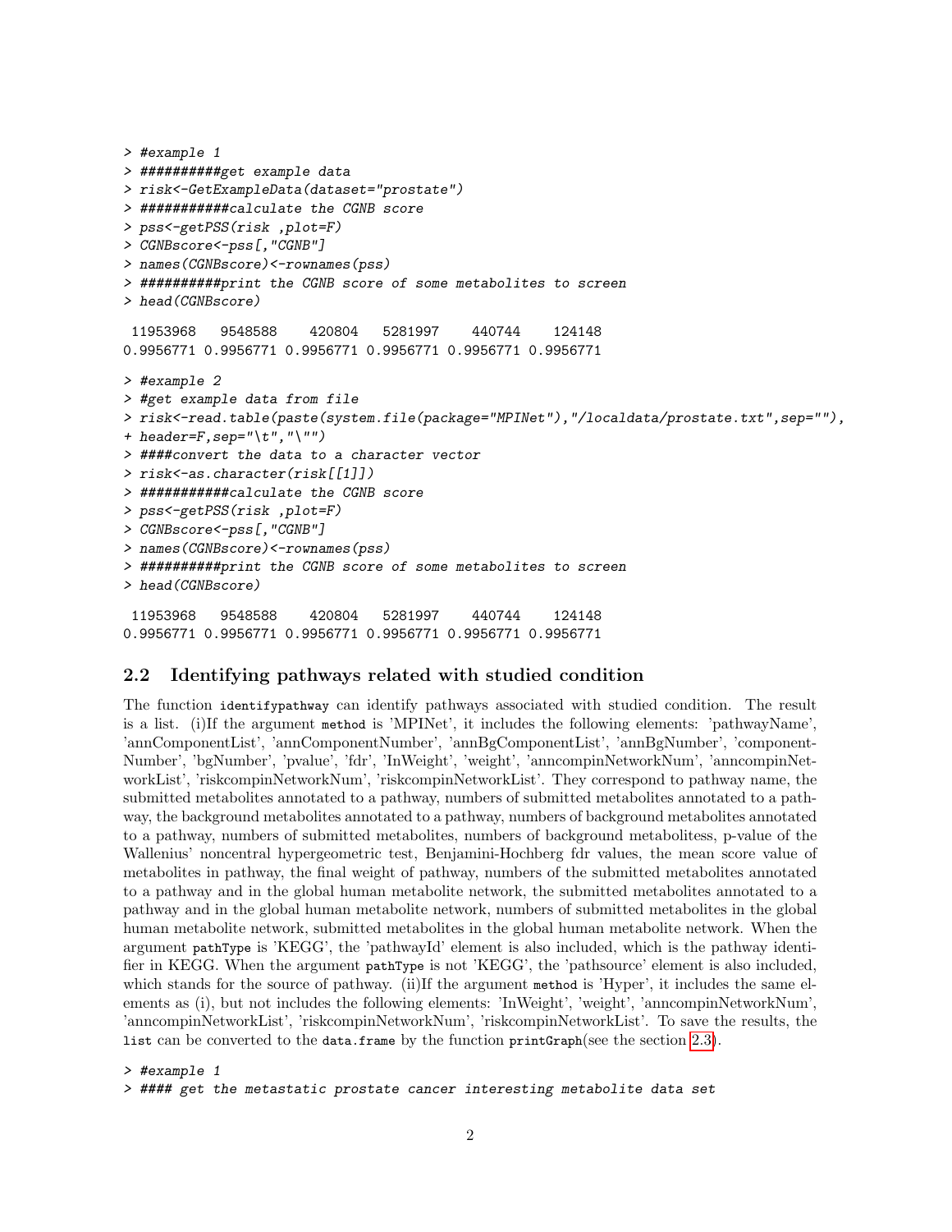```
> #example 1
> ##########get example data
> risk<-GetExampleData(dataset="prostate")
> ###########calculate the CGNB score
> pss<-getPSS(risk ,plot=F)
> CGNBscore<-pss[,"CGNB"]
> names(CGNBscore)<-rownames(pss)
> ##########print the CGNB score of some metabolites to screen
> head(CGNBscore)

 11953968   9548588    420804   5281997    440744    124148
0.9956771 0.9956771 0.9956771 0.9956771 0.9956771 0.9956771

> #example 2
> #get example data from file
> risk<-read.table(paste(system.file(package="MPINet"),"/localdata/prostate.txt",sep=""),
+ header=F,sep="\t","\"")
> ####convert the data to a character vector
> risk<-as.character(risk[[1]])
> ###########calculate the CGNB score
> pss<-getPSS(risk ,plot=F)
> CGNBscore<-pss[,"CGNB"]
> names(CGNBscore)<-rownames(pss)
> ##########print the CGNB score of some metabolites to screen
> head(CGNBscore)

 11953968   9548588    420804   5281997    440744    124148
0.9956771 0.9956771 0.9956771 0.9956771 0.9956771 0.9956771
```

## 2.2 Identifying pathways related with studied condition

The function `identifypathway` can identify pathways associated with studied condition. The result is a list. (i)If the argument `method` is 'MPINet', it includes the following elements: 'pathwayName', 'annComponentList', 'annComponentNumber', 'annBgComponentList', 'annBgNumber', 'componentNumber', 'bgNumber', 'pvalue', 'fdr', 'InWeight', 'weight', 'anncompinNetworkNum', 'anncompinNetworkList', 'riskcompinNetworkNum', 'riskcompinNetworkList'. They correspond to pathway name, the submitted metabolites annotated to a pathway, numbers of submitted metabolites annotated to a pathway, the background metabolites annotated to a pathway, numbers of background metabolites annotated to a pathway, numbers of submitted metabolites, numbers of background metabolitess, p-value of the Wallenius' noncentral hypergeometric test, Benjamini-Hochberg fdr values, the mean score value of metabolites in pathway, the final weight of pathway, numbers of the submitted metabolites annotated to a pathway and in the global human metabolite network, the submitted metabolites annotated to a pathway and in the global human metabolite network, numbers of submitted metabolites in the global human metabolite network, submitted metabolites in the global human metabolite network. When the argument `pathType` is 'KEGG', the 'pathwayId' element is also included, which is the pathway identifier in KEGG. When the argument `pathType` is not 'KEGG', the 'pathsource' element is also included, which stands for the source of pathway. (ii)If the argument `method` is 'Hyper', it includes the same elements as (i), but not includes the following elements: 'InWeight', 'weight', 'anncompinNetworkNum', 'anncompinNetworkList', 'riskcompinNetworkNum', 'riskcompinNetworkList'. To save the results, the `list` can be converted to the `data.frame` by the function `printGraph`(see the section 2.3).

```
> #example 1
> #### get the metastatic prostate cancer interesting metabolite data set
```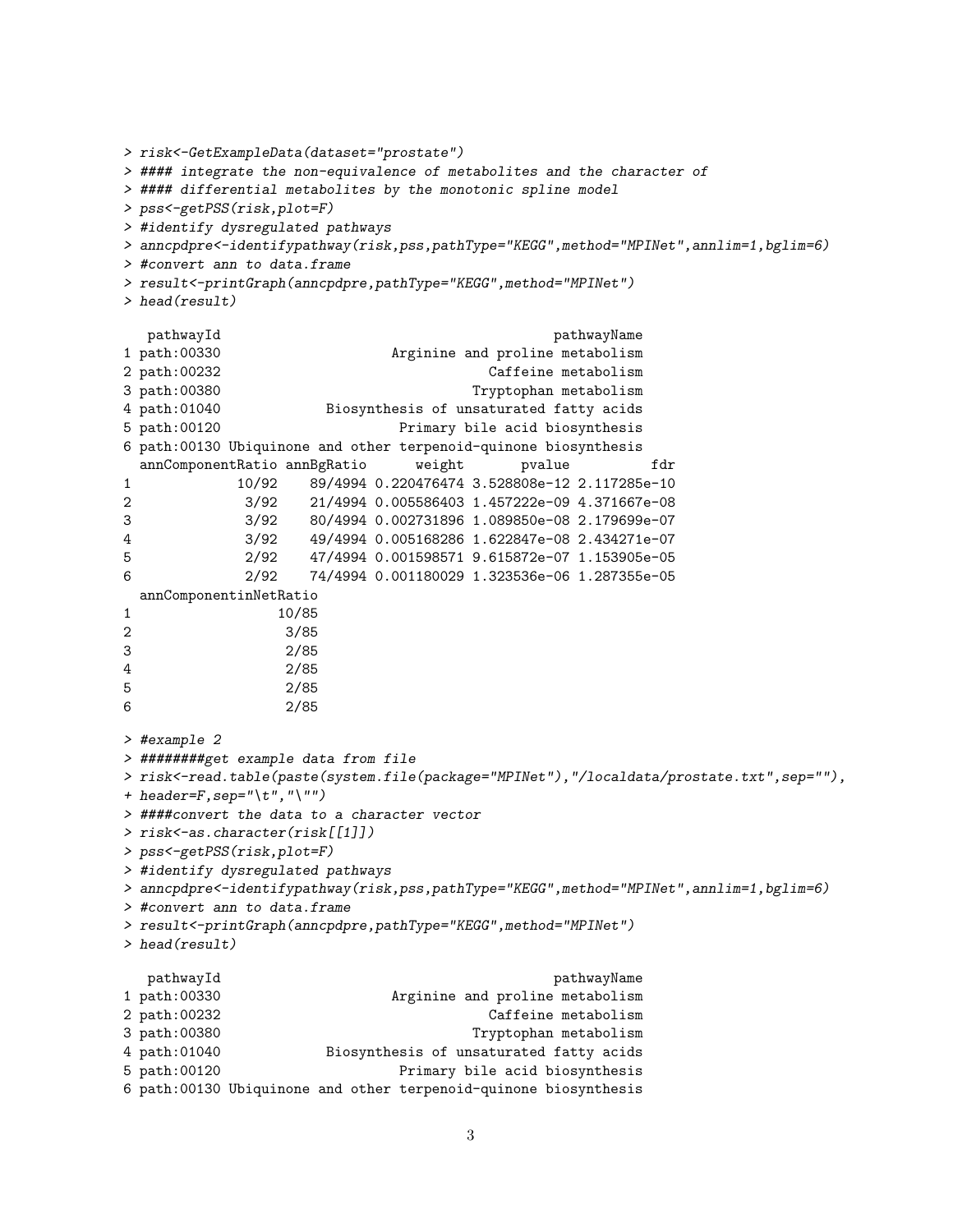```
> risk<-GetExampleData(dataset="prostate")
> #### integrate the non-equivalence of metabolites and the character of
> #### differential metabolites by the monotonic spline model
> pss<-getPSS(risk,plot=F)
> #identify dysregulated pathways
> anncpdpre<-identifypathway(risk,pss,pathType="KEGG",method="MPINet",annlim=1,bglim=6)
> #convert ann to data.frame
> result<-printGraph(anncpdpre,pathType="KEGG",method="MPINet")
> head(result)

   pathwayId                                         pathwayName
1 path:00330                       Arginine and proline metabolism
2 path:00232                                    Caffeine metabolism
3 path:00380                                 Tryptophan metabolism
4 path:01040              Biosynthesis of unsaturated fatty acids
5 path:00120                        Primary bile acid biosynthesis
6 path:00130 Ubiquinone and other terpenoid-quinone biosynthesis
  annComponentRatio annBgRatio      weight       pvalue          fdr
1             10/92    89/4994 0.220476474 3.528808e-12 2.117285e-10
2              3/92    21/4994 0.005586403 1.457222e-09 4.371667e-08
3              3/92    80/4994 0.002731896 1.089850e-08 2.179699e-07
4              3/92    49/4994 0.005168286 1.622847e-08 2.434271e-07
5              2/92    47/4994 0.001598571 9.615872e-07 1.153905e-05
6              2/92    74/4994 0.001180029 1.323536e-06 1.287355e-05
  annComponentinNetRatio
1                  10/85
2                   3/85
3                   2/85
4                   2/85
5                   2/85
6                   2/85

> #example 2
> ########get example data from file
> risk<-read.table(paste(system.file(package="MPINet"),"/localdata/prostate.txt",sep=""),
+ header=F,sep="\t","\"")
> ####convert the data to a character vector
> risk<-as.character(risk[[1]])
> pss<-getPSS(risk,plot=F)
> #identify dysregulated pathways
> anncpdpre<-identifypathway(risk,pss,pathType="KEGG",method="MPINet",annlim=1,bglim=6)
> #convert ann to data.frame
> result<-printGraph(anncpdpre,pathType="KEGG",method="MPINet")
> head(result)

   pathwayId                                         pathwayName
1 path:00330                       Arginine and proline metabolism
2 path:00232                                    Caffeine metabolism
3 path:00380                                 Tryptophan metabolism
4 path:01040              Biosynthesis of unsaturated fatty acids
5 path:00120                        Primary bile acid biosynthesis
6 path:00130 Ubiquinone and other terpenoid-quinone biosynthesis
```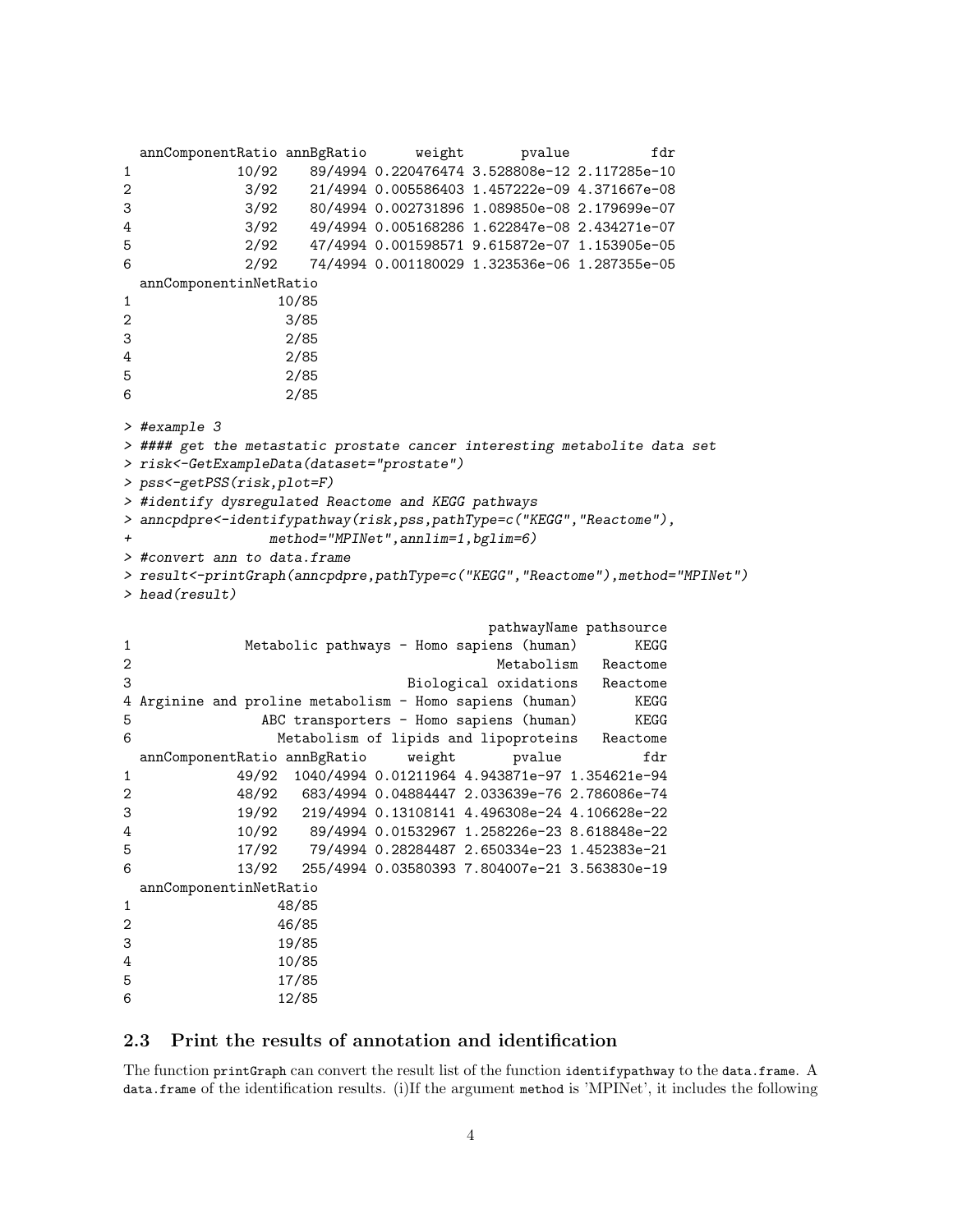```
  annComponentRatio annBgRatio      weight       pvalue          fdr
1             10/92    89/4994 0.220476474 3.528808e-12 2.117285e-10
2              3/92    21/4994 0.005586403 1.457222e-09 4.371667e-08
3              3/92    80/4994 0.002731896 1.089850e-08 2.179699e-07
4              3/92    49/4994 0.005168286 1.622847e-08 2.434271e-07
5              2/92    47/4994 0.001598571 9.615872e-07 1.153905e-05
6              2/92    74/4994 0.001180029 1.323536e-06 1.287355e-05
  annComponentinNetRatio
1                  10/85
2                   3/85
3                   2/85
4                   2/85
5                   2/85
6                   2/85
```

```
> #example 3
> #### get the metastatic prostate cancer interesting metabolite data set
> risk<-GetExampleData(dataset="prostate")
> pss<-getPSS(risk,plot=F)
> #identify dysregulated Reactome and KEGG pathways
> anncpdpre<-identifypathway(risk,pss,pathType=c("KEGG","Reactome"),
+                  method="MPINet",annlim=1,bglim=6)
> #convert ann to data.frame
> result<-printGraph(anncpdpre,pathType=c("KEGG","Reactome"),method="MPINet")
> head(result)
```

```
                                              pathwayName pathsource
1             Metabolic pathways - Homo sapiens (human)       KEGG
2                                             Metabolism   Reactome
3                                   Biological oxidations   Reactome
4 Arginine and proline metabolism - Homo sapiens (human)       KEGG
5               ABC transporters - Homo sapiens (human)       KEGG
6                 Metabolism of lipids and lipoproteins   Reactome
  annComponentRatio annBgRatio     weight       pvalue          fdr
1             49/92  1040/4994 0.01211964 4.943871e-97 1.354621e-94
2             48/92   683/4994 0.04884447 2.033639e-76 2.786086e-74
3             19/92   219/4994 0.13108141 4.496308e-24 4.106628e-22
4             10/92    89/4994 0.01532967 1.258226e-23 8.618848e-22
5             17/92    79/4994 0.28284487 2.650334e-23 1.452383e-21
6             13/92   255/4994 0.03580393 7.804007e-21 3.563830e-19
  annComponentinNetRatio
1                  48/85
2                  46/85
3                  19/85
4                  10/85
5                  17/85
6                  12/85
```

## 2.3 Print the results of annotation and identification

The function `printGraph` can convert the result list of the function `identifypathway` to the `data.frame`. A `data.frame` of the identification results. (i)If the argument `method` is 'MPINet', it includes the following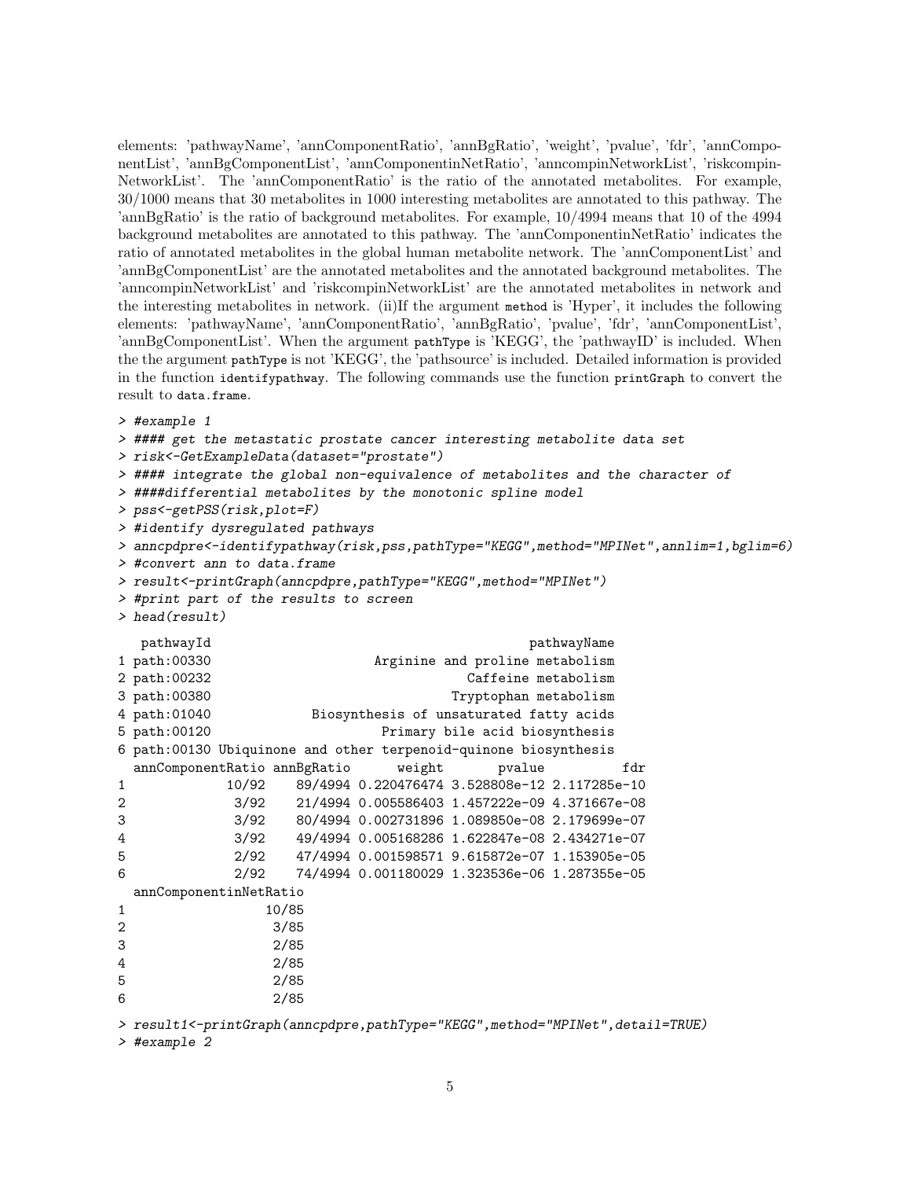elements: 'pathwayName', 'annComponentRatio', 'annBgRatio', 'weight', 'pvalue', 'fdr', 'annComponentList', 'annBgComponentList', 'annComponentinNetRatio', 'anncompinNetworkList', 'riskcompinNetworkList'. The 'annComponentRatio' is the ratio of the annotated metabolites. For example, 30/1000 means that 30 metabolites in 1000 interesting metabolites are annotated to this pathway. The 'annBgRatio' is the ratio of background metabolites. For example, 10/4994 means that 10 of the 4994 background metabolites are annotated to this pathway. The 'annComponentinNetRatio' indicates the ratio of annotated metabolites in the global human metabolite network. The 'annComponentList' and 'annBgComponentList' are the annotated metabolites and the annotated background metabolites. The 'anncompinNetworkList' and 'riskcompinNetworkList' are the annotated metabolites in network and the interesting metabolites in network. (ii)If the argument `method` is 'Hyper', it includes the following elements: 'pathwayName', 'annComponentRatio', 'annBgRatio', 'pvalue', 'fdr', 'annComponentList', 'annBgComponentList'. When the argument `pathType` is 'KEGG', the 'pathwayID' is included. When the the argument `pathType` is not 'KEGG', the 'pathsource' is included. Detailed information is provided in the function `identifypathway`. The following commands use the function `printGraph` to convert the result to `data.frame`.

```
> #example 1
> #### get the metastatic prostate cancer interesting metabolite data set
> risk<-GetExampleData(dataset="prostate")
> #### integrate the global non-equivalence of metabolites and the character of
> ####differential metabolites by the monotonic spline model
> pss<-getPSS(risk,plot=F)
> #identify dysregulated pathways
> anncpdpre<-identifypathway(risk,pss,pathType="KEGG",method="MPINet",annlim=1,bglim=6)
> #convert ann to data.frame
> result<-printGraph(anncpdpre,pathType="KEGG",method="MPINet")
> #print part of the results to screen
> head(result)
   pathwayId                                            pathwayName
1 path:00330                        Arginine and proline metabolism
2 path:00232                                    Caffeine metabolism
3 path:00380                                  Tryptophan metabolism
4 path:01040                 Biosynthesis of unsaturated fatty acids
5 path:00120                           Primary bile acid biosynthesis
6 path:00130 Ubiquinone and other terpenoid-quinone biosynthesis
  annComponentRatio annBgRatio      weight       pvalue          fdr
1             10/92    89/4994 0.220476474 3.528808e-12 2.117285e-10
2              3/92    21/4994 0.005586403 1.457222e-09 4.371667e-08
3              3/92    80/4994 0.002731896 1.089850e-08 2.179699e-07
4              3/92    49/4994 0.005168286 1.622847e-08 2.434271e-07
5              2/92    47/4994 0.001598571 9.615872e-07 1.153905e-05
6              2/92    74/4994 0.001180029 1.323536e-06 1.287355e-05
  annComponentinNetRatio
1                  10/85
2                   3/85
3                   2/85
4                   2/85
5                   2/85
6                   2/85
> result1<-printGraph(anncpdpre,pathType="KEGG",method="MPINet",detail=TRUE)
> #example 2
```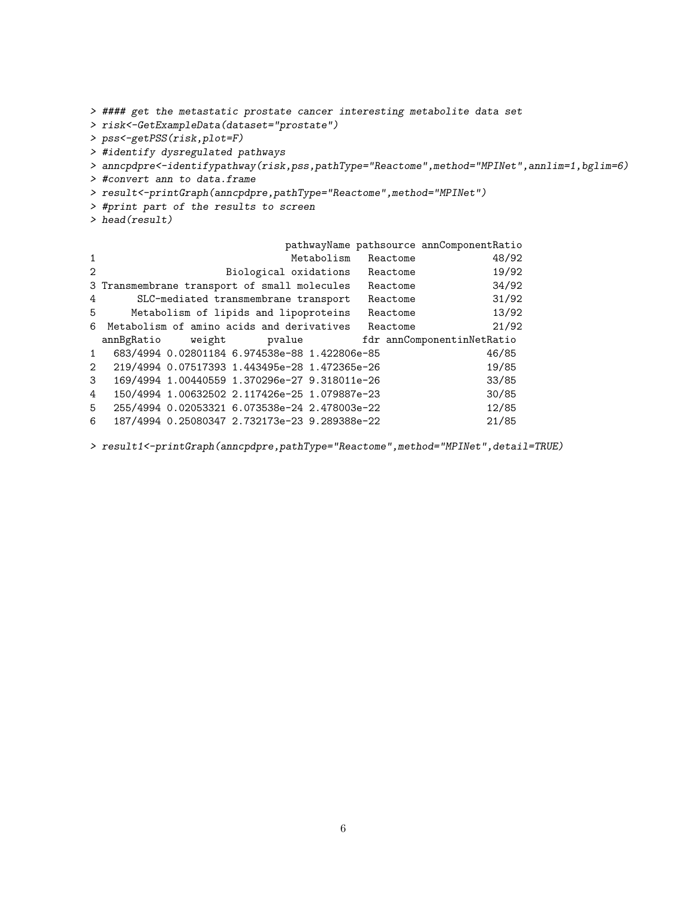```
> #### get the metastatic prostate cancer interesting metabolite data set
> risk<-GetExampleData(dataset="prostate")
> pss<-getPSS(risk,plot=F)
> #identify dysregulated pathways
> anncpdpre<-identifypathway(risk,pss,pathType="Reactome",method="MPINet",annlim=1,bglim=6)
> #convert ann to data.frame
> result<-printGraph(anncpdpre,pathType="Reactome",method="MPINet")
> #print part of the results to screen
> head(result)

                                 pathwayName pathsource annComponentRatio
1                                 Metabolism   Reactome             48/92
2                       Biological oxidations   Reactome             19/92
3 Transmembrane transport of small molecules   Reactome             34/92
4       SLC-mediated transmembrane transport   Reactome             31/92
5      Metabolism of lipids and lipoproteins   Reactome             13/92
6  Metabolism of amino acids and derivatives   Reactome             21/92
  annBgRatio     weight       pvalue          fdr annComponentinNetRatio
1   683/4994 0.02801184 6.974538e-88 1.422806e-85                  46/85
2   219/4994 0.07517393 1.443495e-28 1.472365e-26                  19/85
3   169/4994 1.00440559 1.370296e-27 9.318011e-26                  33/85
4   150/4994 1.00632502 2.117426e-25 1.079887e-23                  30/85
5   255/4994 0.02053321 6.073538e-24 2.478003e-22                  12/85
6   187/4994 0.25080347 2.732173e-23 9.289388e-22                  21/85

> result1<-printGraph(anncpdpre,pathType="Reactome",method="MPINet",detail=TRUE)
```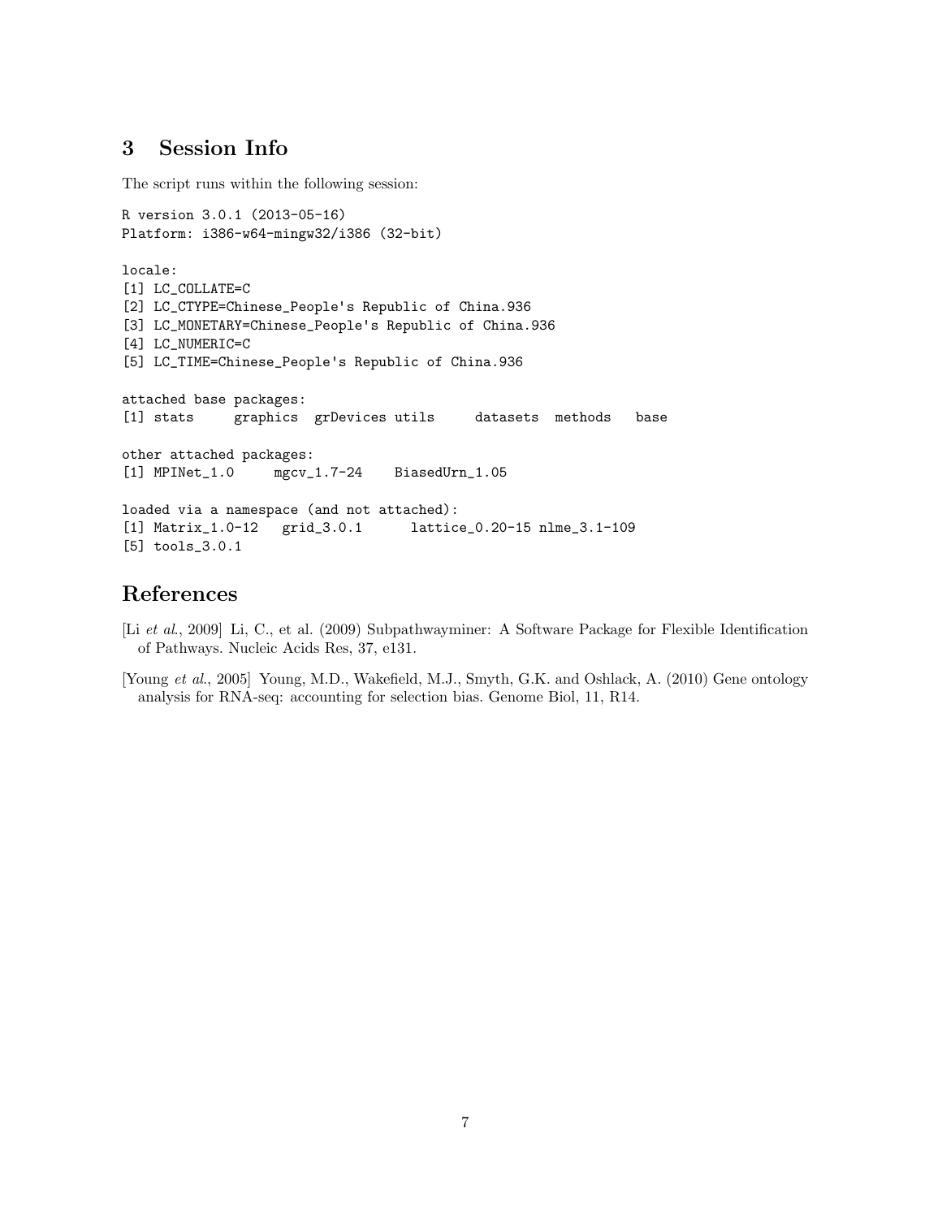## 3 Session Info

The script runs within the following session:

```
R version 3.0.1 (2013-05-16)
Platform: i386-w64-mingw32/i386 (32-bit)

locale:
[1] LC_COLLATE=C
[2] LC_CTYPE=Chinese_People's Republic of China.936
[3] LC_MONETARY=Chinese_People's Republic of China.936
[4] LC_NUMERIC=C
[5] LC_TIME=Chinese_People's Republic of China.936

attached base packages:
[1] stats     graphics  grDevices utils     datasets  methods   base

other attached packages:
[1] MPINet_1.0     mgcv_1.7-24    BiasedUrn_1.05

loaded via a namespace (and not attached):
[1] Matrix_1.0-12   grid_3.0.1      lattice_0.20-15 nlme_3.1-109
[5] tools_3.0.1
```

## References

[Li *et al.*, 2009] Li, C., et al. (2009) Subpathwayminer: A Software Package for Flexible Identification of Pathways. Nucleic Acids Res, 37, e131.

[Young *et al.*, 2005] Young, M.D., Wakefield, M.J., Smyth, G.K. and Oshlack, A. (2010) Gene ontology analysis for RNA-seq: accounting for selection bias. Genome Biol, 11, R14.